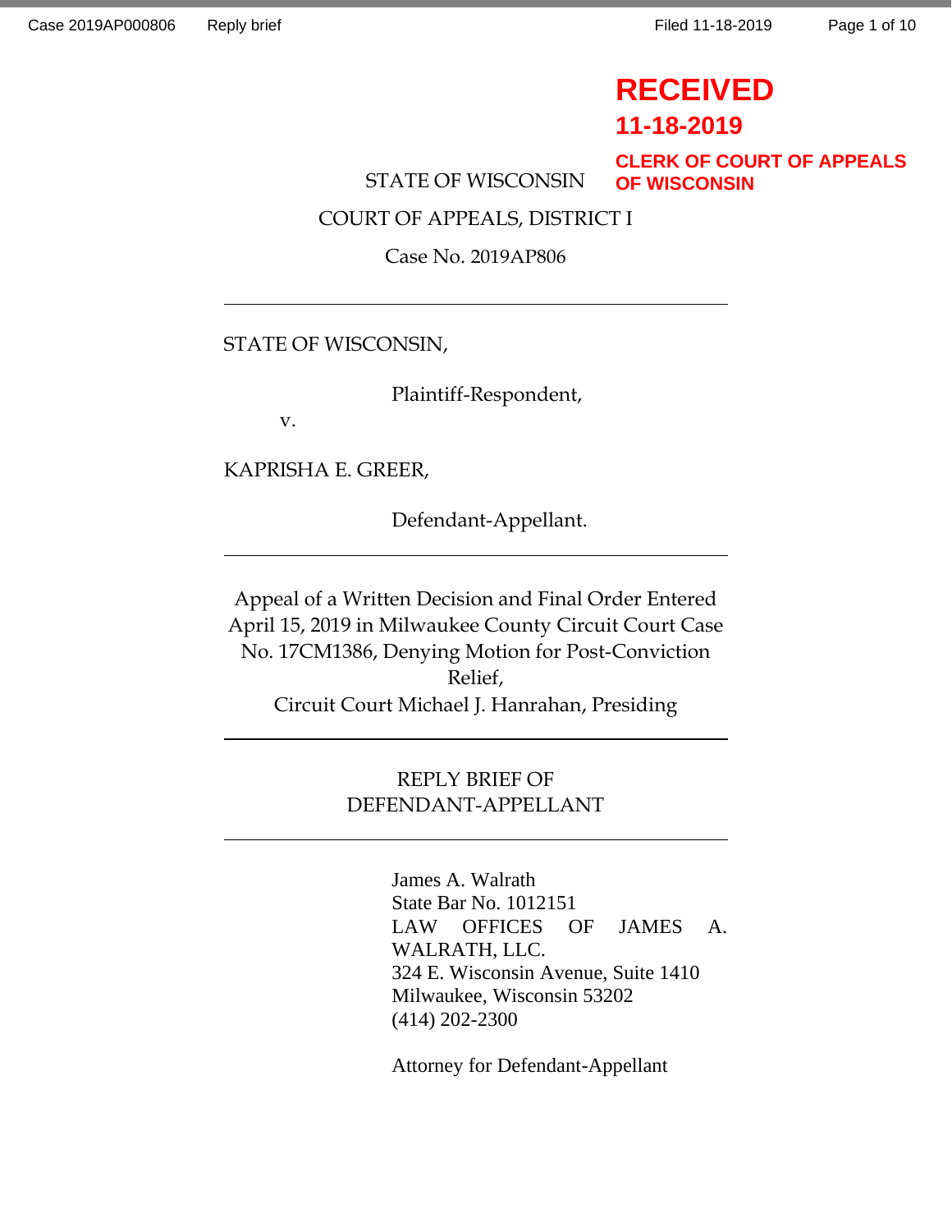RECEIVED

11-18-2019

CLERK OF COURT OF APPEALS OF WISCONSIN

STATE OF WISCONSIN

COURT OF APPEALS, DISTRICT I

Case No. 2019AP806

---

STATE OF WISCONSIN,

Plaintiff-Respondent,

v.

KAPRISHA E. GREER,

Defendant-Appellant.

---

Appeal of a Written Decision and Final Order Entered April 15, 2019 in Milwaukee County Circuit Court Case No. 17CM1386, Denying Motion for Post-Conviction Relief,
Circuit Court Michael J. Hanrahan, Presiding

---

REPLY BRIEF OF
DEFENDANT-APPELLANT

---

James A. Walrath
State Bar No. 1012151
LAW OFFICES OF JAMES A. WALRATH, LLC.
324 E. Wisconsin Avenue, Suite 1410
Milwaukee, Wisconsin 53202
(414) 202-2300

Attorney for Defendant-Appellant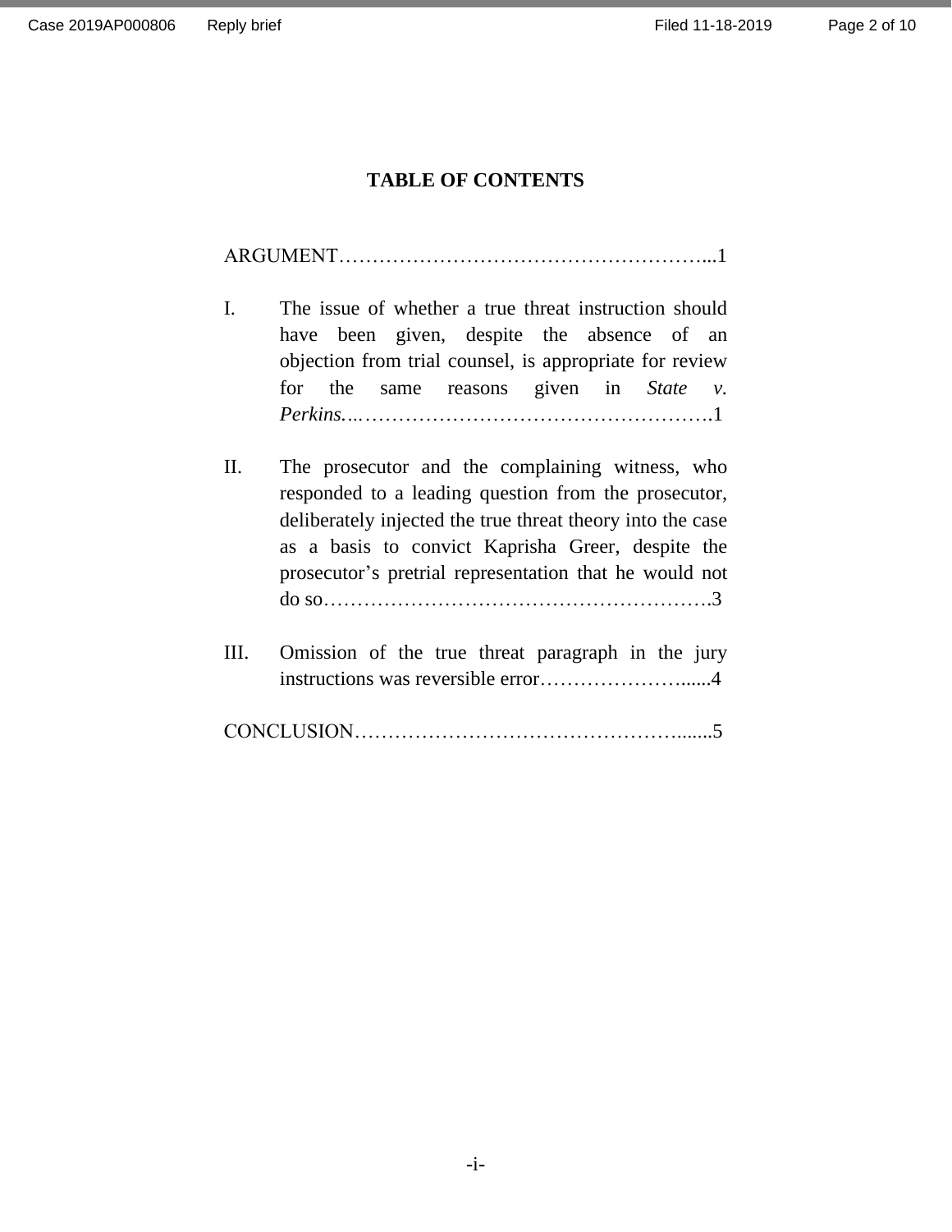# TABLE OF CONTENTS

ARGUMENT……………………………………………………...1

I. The issue of whether a true threat instruction should have been given, despite the absence of an objection from trial counsel, is appropriate for review for the same reasons given in *State v. Perkins.*…………………………………………….1

II. The prosecutor and the complaining witness, who responded to a leading question from the prosecutor, deliberately injected the true threat theory into the case as a basis to convict Kaprisha Greer, despite the prosecutor's pretrial representation that he would not do so………………………………………………….3

III. Omission of the true threat paragraph in the jury instructions was reversible error…………………......4

CONCLUSION…………………………………………….......5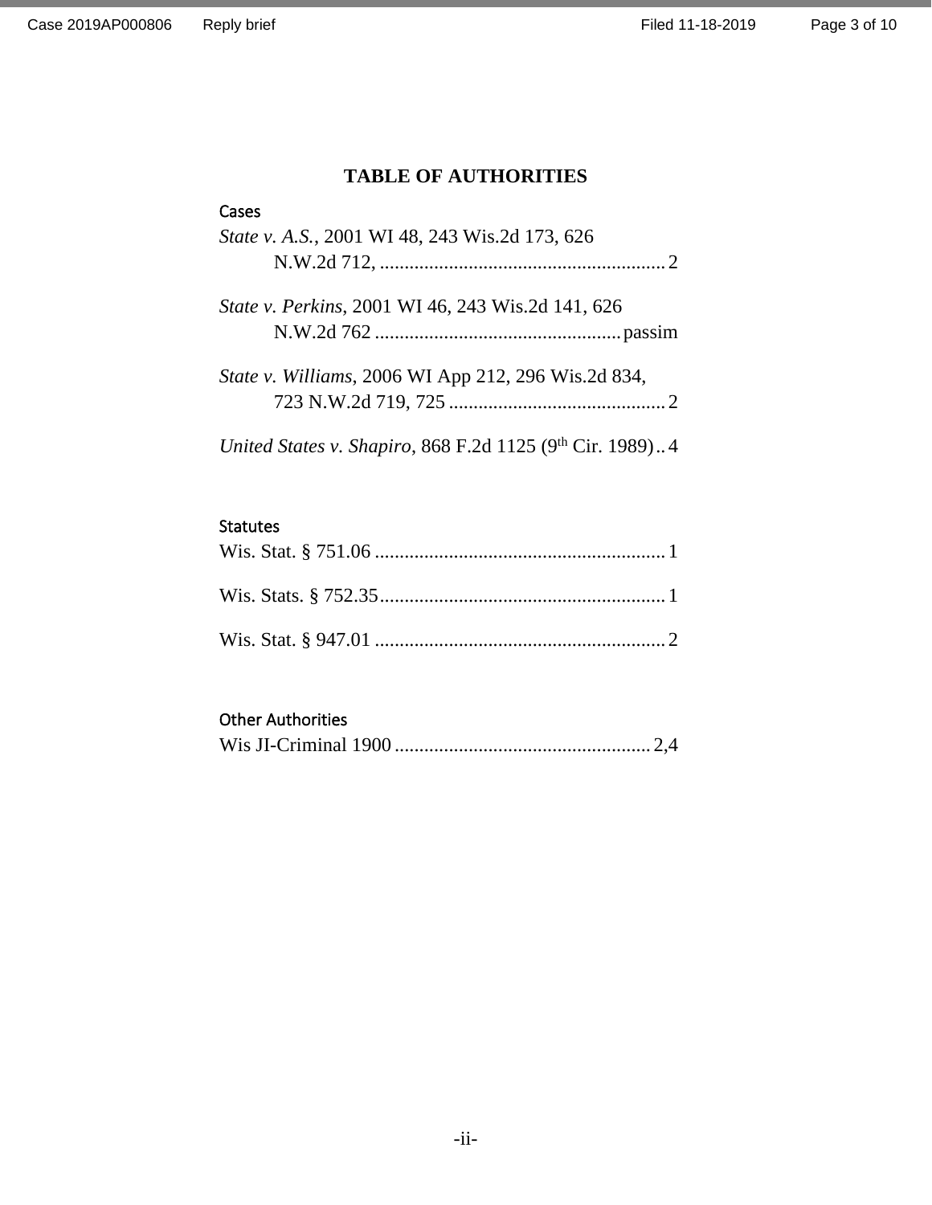# TABLE OF AUTHORITIES

### Cases

*State v. A.S.*, 2001 WI 48, 243 Wis.2d 173, 626 N.W.2d 712, .......................................................... 2

*State v. Perkins*, 2001 WI 46, 243 Wis.2d 141, 626 N.W.2d 762 ................................................. passim

*State v. Williams*, 2006 WI App 212, 296 Wis.2d 834, 723 N.W.2d 719, 725 ........................................... 2

*United States v. Shapiro*, 868 F.2d 1125 (9th Cir. 1989) .. 4

### Statutes

Wis. Stat. § 751.06 .......................................................... 1

Wis. Stats. § 752.35.......................................................... 1

Wis. Stat. § 947.01 .......................................................... 2

### Other Authorities

Wis JI-Criminal 1900 ................................................... 2,4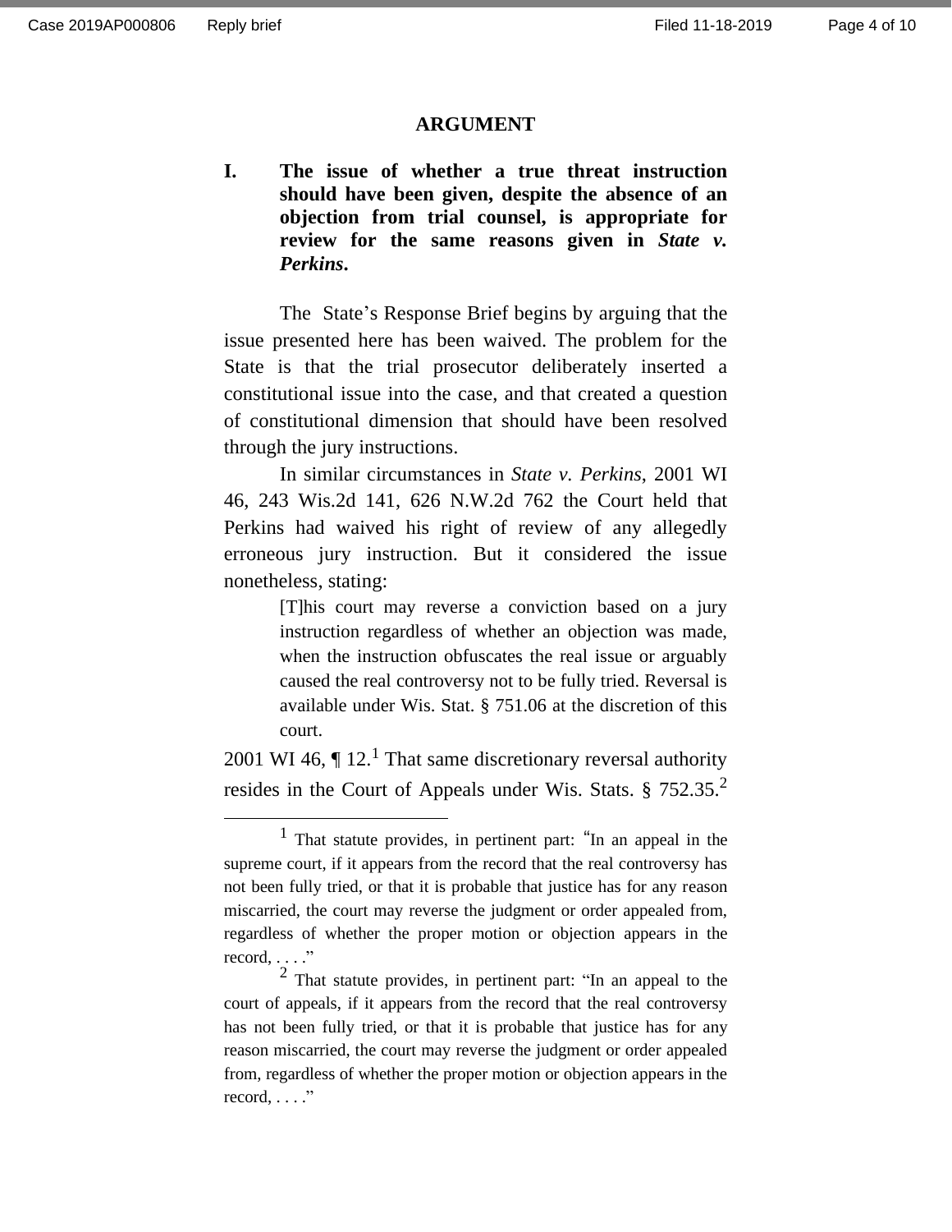## ARGUMENT

**I. The issue of whether a true threat instruction should have been given, despite the absence of an objection from trial counsel, is appropriate for review for the same reasons given in *State v. Perkins*.**

The State's Response Brief begins by arguing that the issue presented here has been waived. The problem for the State is that the trial prosecutor deliberately inserted a constitutional issue into the case, and that created a question of constitutional dimension that should have been resolved through the jury instructions.

In similar circumstances in *State v. Perkins*, 2001 WI 46, 243 Wis.2d 141, 626 N.W.2d 762 the Court held that Perkins had waived his right of review of any allegedly erroneous jury instruction. But it considered the issue nonetheless, stating:

> [T]his court may reverse a conviction based on a jury instruction regardless of whether an objection was made, when the instruction obfuscates the real issue or arguably caused the real controversy not to be fully tried. Reversal is available under Wis. Stat. § 751.06 at the discretion of this court.

2001 WI 46, ¶ 12.[1] That same discretionary reversal authority resides in the Court of Appeals under Wis. Stats. § 752.35.[2]

---

[1] That statute provides, in pertinent part: "In an appeal in the supreme court, if it appears from the record that the real controversy has not been fully tried, or that it is probable that justice has for any reason miscarried, the court may reverse the judgment or order appealed from, regardless of whether the proper motion or objection appears in the record, . . . ."

[2] That statute provides, in pertinent part: "In an appeal to the court of appeals, if it appears from the record that the real controversy has not been fully tried, or that it is probable that justice has for any reason miscarried, the court may reverse the judgment or order appealed from, regardless of whether the proper motion or objection appears in the record, . . . ."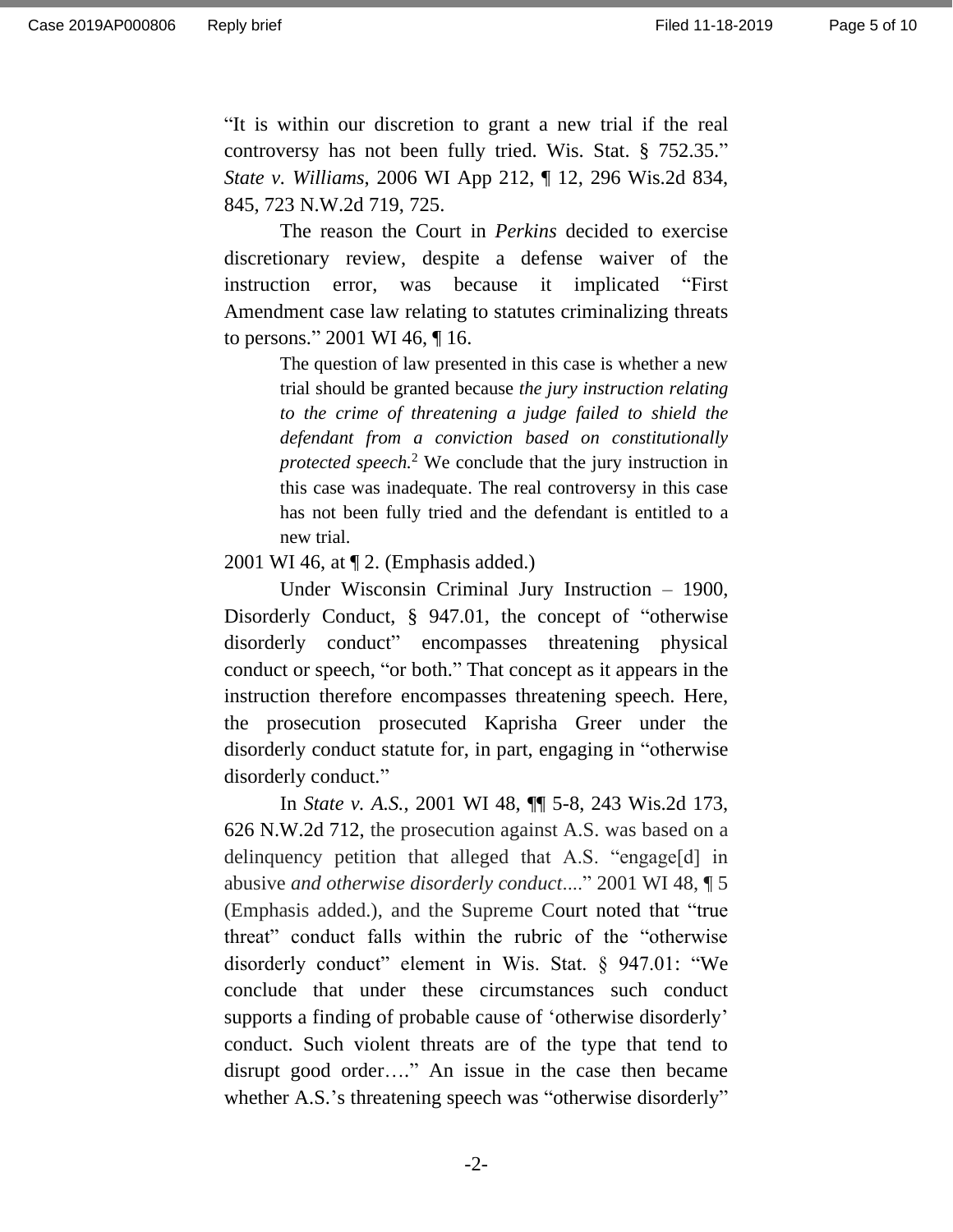"It is within our discretion to grant a new trial if the real controversy has not been fully tried. Wis. Stat. § 752.35." *State v. Williams*, 2006 WI App 212, ¶ 12, 296 Wis.2d 834, 845, 723 N.W.2d 719, 725.

The reason the Court in *Perkins* decided to exercise discretionary review, despite a defense waiver of the instruction error, was because it implicated "First Amendment case law relating to statutes criminalizing threats to persons." 2001 WI 46, ¶ 16.

> The question of law presented in this case is whether a new trial should be granted because *the jury instruction relating to the crime of threatening a judge failed to shield the defendant from a conviction based on constitutionally protected speech.*[2] We conclude that the jury instruction in this case was inadequate. The real controversy in this case has not been fully tried and the defendant is entitled to a new trial.

2001 WI 46, at ¶ 2. (Emphasis added.)

Under Wisconsin Criminal Jury Instruction – 1900, Disorderly Conduct, § 947.01, the concept of "otherwise disorderly conduct" encompasses threatening physical conduct or speech, "or both." That concept as it appears in the instruction therefore encompasses threatening speech. Here, the prosecution prosecuted Kaprisha Greer under the disorderly conduct statute for, in part, engaging in "otherwise disorderly conduct."

In *State v. A.S.*, 2001 WI 48, ¶¶ 5-8, 243 Wis.2d 173, 626 N.W.2d 712, the prosecution against A.S. was based on a delinquency petition that alleged that A.S. "engage[d] in abusive *and otherwise disorderly conduct*...." 2001 WI 48, ¶ 5 (Emphasis added.), and the Supreme Court noted that "true threat" conduct falls within the rubric of the "otherwise disorderly conduct" element in Wis. Stat. § 947.01: "We conclude that under these circumstances such conduct supports a finding of probable cause of 'otherwise disorderly' conduct. Such violent threats are of the type that tend to disrupt good order…." An issue in the case then became whether A.S.'s threatening speech was "otherwise disorderly"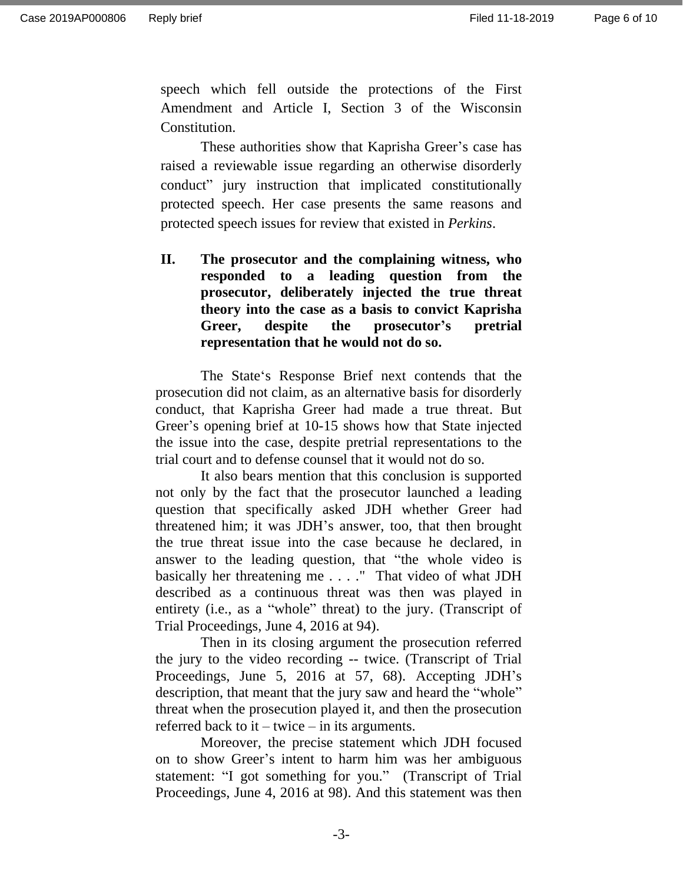speech which fell outside the protections of the First Amendment and Article I, Section 3 of the Wisconsin Constitution.

These authorities show that Kaprisha Greer's case has raised a reviewable issue regarding an otherwise disorderly conduct" jury instruction that implicated constitutionally protected speech. Her case presents the same reasons and protected speech issues for review that existed in *Perkins*.

## II. The prosecutor and the complaining witness, who responded to a leading question from the prosecutor, deliberately injected the true threat theory into the case as a basis to convict Kaprisha Greer, despite the prosecutor's pretrial representation that he would not do so.

The State's Response Brief next contends that the prosecution did not claim, as an alternative basis for disorderly conduct, that Kaprisha Greer had made a true threat. But Greer's opening brief at 10-15 shows how that State injected the issue into the case, despite pretrial representations to the trial court and to defense counsel that it would not do so.

It also bears mention that this conclusion is supported not only by the fact that the prosecutor launched a leading question that specifically asked JDH whether Greer had threatened him; it was JDH's answer, too, that then brought the true threat issue into the case because he declared, in answer to the leading question, that "the whole video is basically her threatening me . . . ." That video of what JDH described as a continuous threat was then was played in entirety (i.e., as a "whole" threat) to the jury. (Transcript of Trial Proceedings, June 4, 2016 at 94).

Then in its closing argument the prosecution referred the jury to the video recording -- twice. (Transcript of Trial Proceedings, June 5, 2016 at 57, 68). Accepting JDH's description, that meant that the jury saw and heard the "whole" threat when the prosecution played it, and then the prosecution referred back to it – twice – in its arguments.

Moreover, the precise statement which JDH focused on to show Greer's intent to harm him was her ambiguous statement: "I got something for you." (Transcript of Trial Proceedings, June 4, 2016 at 98). And this statement was then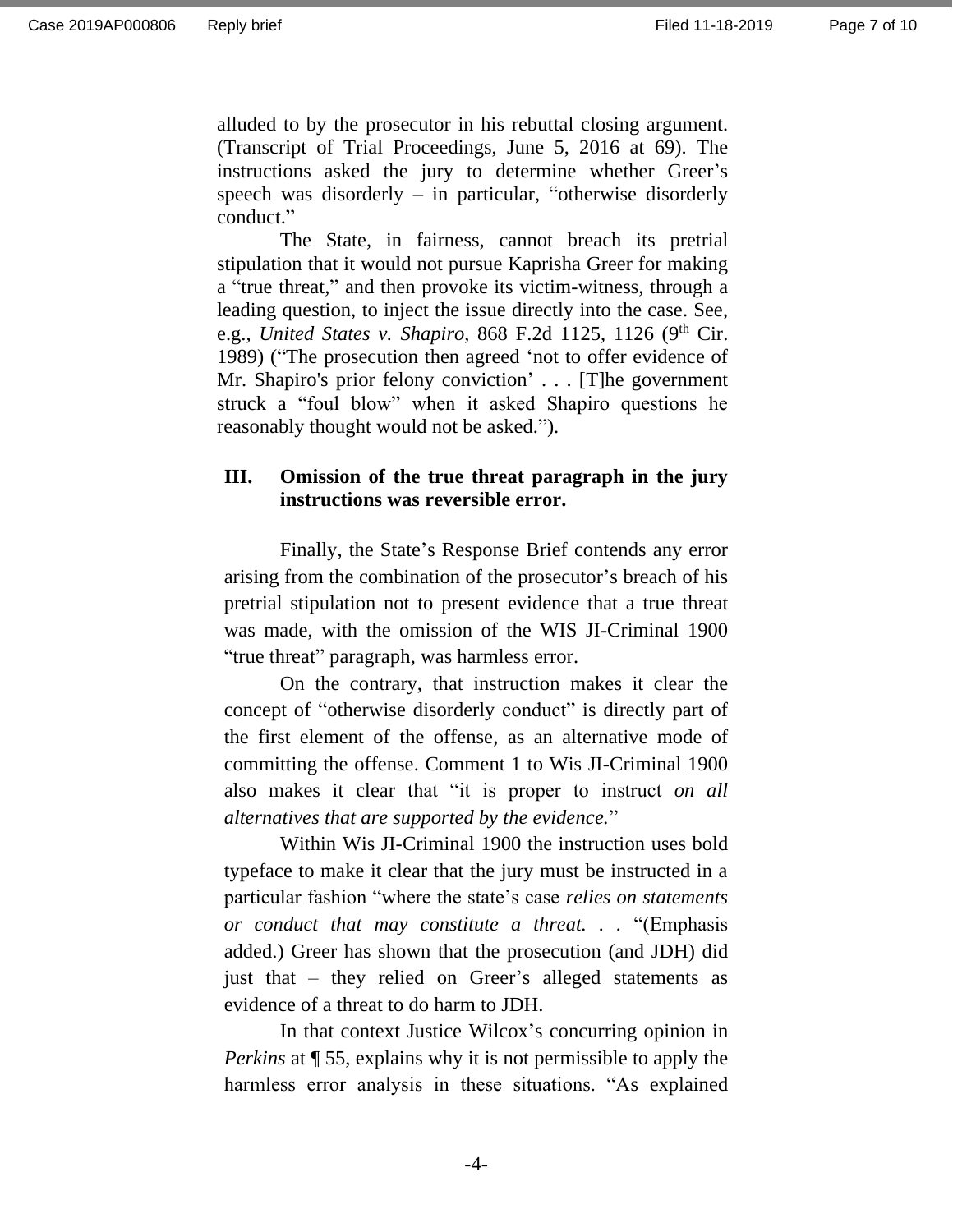alluded to by the prosecutor in his rebuttal closing argument. (Transcript of Trial Proceedings, June 5, 2016 at 69). The instructions asked the jury to determine whether Greer's speech was disorderly – in particular, "otherwise disorderly conduct."

The State, in fairness, cannot breach its pretrial stipulation that it would not pursue Kaprisha Greer for making a "true threat," and then provoke its victim-witness, through a leading question, to inject the issue directly into the case. See, e.g., *United States v. Shapiro*, 868 F.2d 1125, 1126 (9th Cir. 1989) ("The prosecution then agreed 'not to offer evidence of Mr. Shapiro's prior felony conviction' . . . [T]he government struck a "foul blow" when it asked Shapiro questions he reasonably thought would not be asked.").

## III. Omission of the true threat paragraph in the jury instructions was reversible error.

Finally, the State's Response Brief contends any error arising from the combination of the prosecutor's breach of his pretrial stipulation not to present evidence that a true threat was made, with the omission of the WIS JI-Criminal 1900 "true threat" paragraph, was harmless error.

On the contrary, that instruction makes it clear the concept of "otherwise disorderly conduct" is directly part of the first element of the offense, as an alternative mode of committing the offense. Comment 1 to Wis JI-Criminal 1900 also makes it clear that "it is proper to instruct *on all alternatives that are supported by the evidence.*"

Within Wis JI-Criminal 1900 the instruction uses bold typeface to make it clear that the jury must be instructed in a particular fashion "where the state's case *relies on statements or conduct that may constitute a threat. . .* "(Emphasis added.) Greer has shown that the prosecution (and JDH) did just that – they relied on Greer's alleged statements as evidence of a threat to do harm to JDH.

In that context Justice Wilcox's concurring opinion in *Perkins* at ¶ 55, explains why it is not permissible to apply the harmless error analysis in these situations. "As explained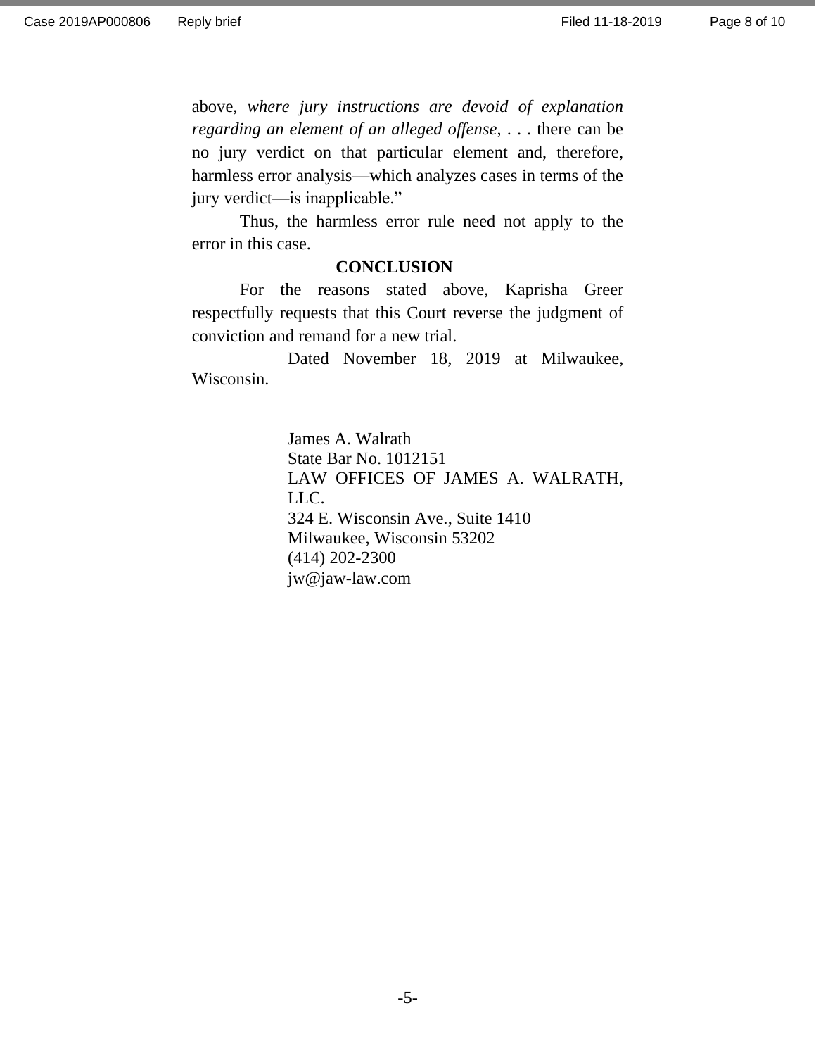above, *where jury instructions are devoid of explanation regarding an element of an alleged offense*, . . . there can be no jury verdict on that particular element and, therefore, harmless error analysis—which analyzes cases in terms of the jury verdict—is inapplicable."

Thus, the harmless error rule need not apply to the error in this case.

**CONCLUSION**

For the reasons stated above, Kaprisha Greer respectfully requests that this Court reverse the judgment of conviction and remand for a new trial.

Dated November 18, 2019 at Milwaukee, Wisconsin.

James A. Walrath
State Bar No. 1012151
LAW OFFICES OF JAMES A. WALRATH, LLC.
324 E. Wisconsin Ave., Suite 1410
Milwaukee, Wisconsin 53202
(414) 202-2300
jw@jaw-law.com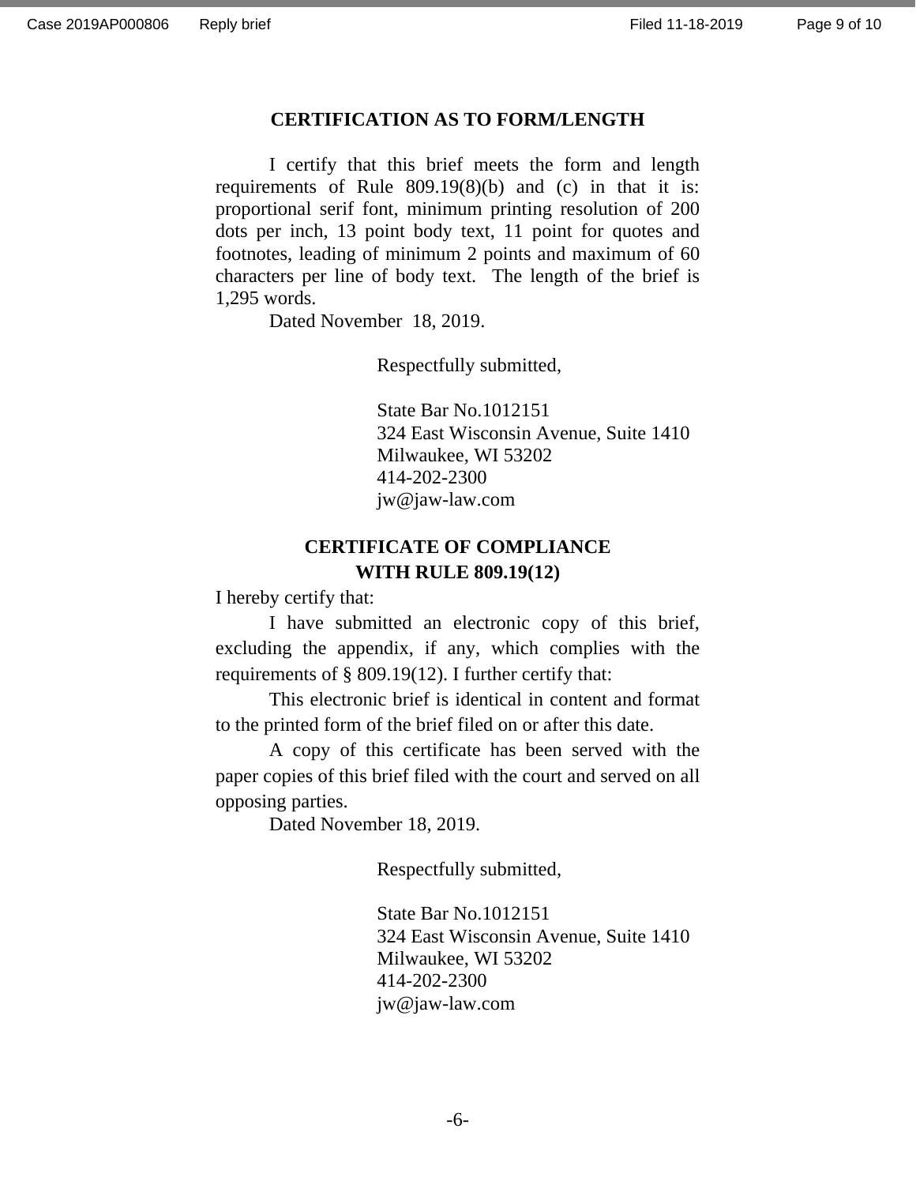## CERTIFICATION AS TO FORM/LENGTH

I certify that this brief meets the form and length requirements of Rule 809.19(8)(b) and (c) in that it is: proportional serif font, minimum printing resolution of 200 dots per inch, 13 point body text, 11 point for quotes and footnotes, leading of minimum 2 points and maximum of 60 characters per line of body text. The length of the brief is 1,295 words.

Dated November 18, 2019.

Respectfully submitted,

State Bar No.1012151
324 East Wisconsin Avenue, Suite 1410
Milwaukee, WI 53202
414-202-2300
jw@jaw-law.com

## CERTIFICATE OF COMPLIANCE WITH RULE 809.19(12)

I hereby certify that:

I have submitted an electronic copy of this brief, excluding the appendix, if any, which complies with the requirements of § 809.19(12). I further certify that:

This electronic brief is identical in content and format to the printed form of the brief filed on or after this date.

A copy of this certificate has been served with the paper copies of this brief filed with the court and served on all opposing parties.

Dated November 18, 2019.

Respectfully submitted,

State Bar No.1012151
324 East Wisconsin Avenue, Suite 1410
Milwaukee, WI 53202
414-202-2300
jw@jaw-law.com